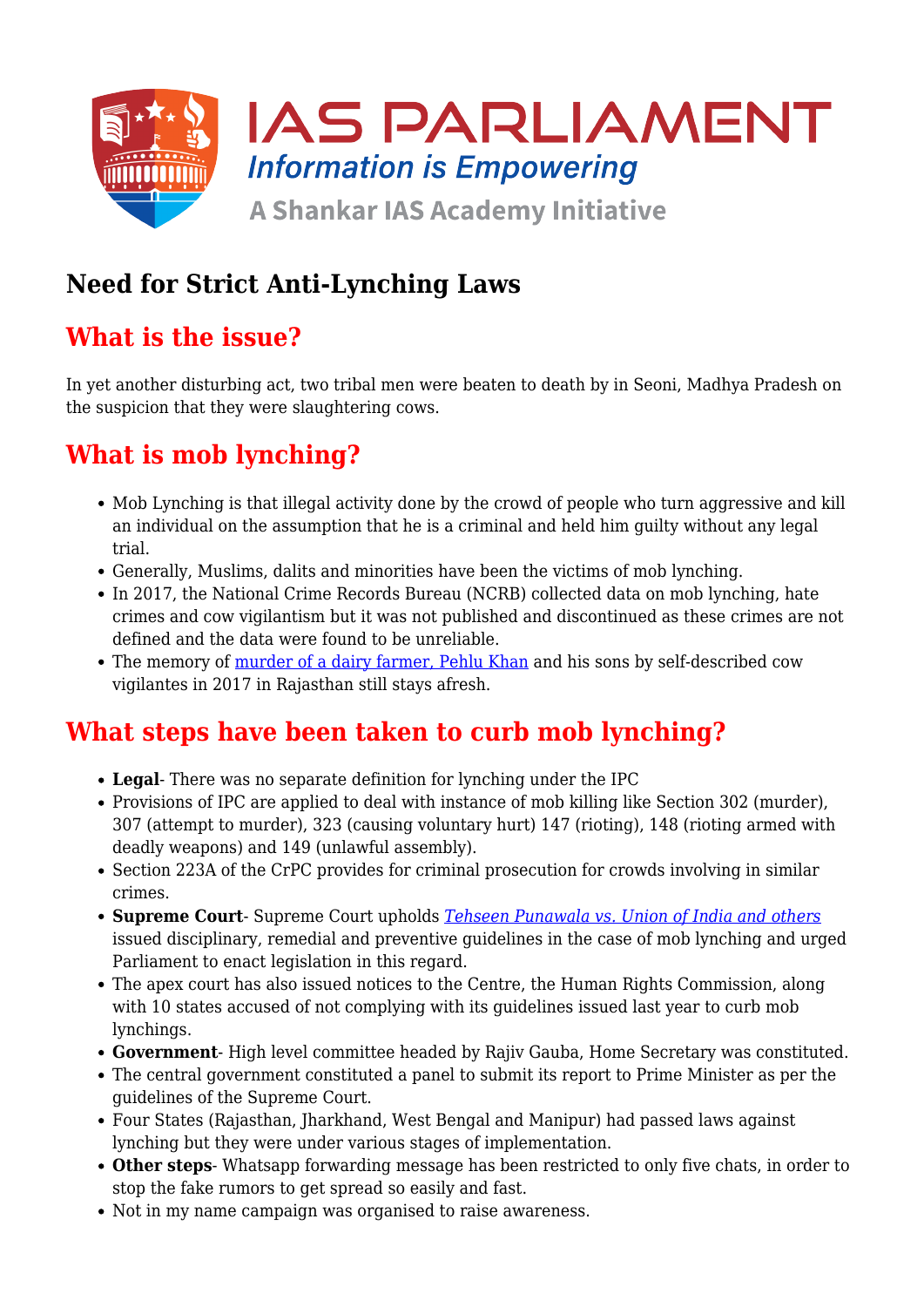# IAS PARLIAMENT

*Information is Empowering*

A Shankar IAS Academy Initiative

# Need for Strict Anti-Lynching Laws

## What is the issue?

In yet another disturbing act, two tribal men were beaten to death by in Seoni, Madhya Pradesh on the suspicion that they were slaughtering cows.

## What is mob lynching?

- Mob Lynching is that illegal activity done by the crowd of people who turn aggressive and kill an individual on the assumption that he is a criminal and held him guilty without any legal trial.
- Generally, Muslims, dalits and minorities have been the victims of mob lynching.
- In 2017, the National Crime Records Bureau (NCRB) collected data on mob lynching, hate crimes and cow vigilantism but it was not published and discontinued as these crimes are not defined and the data were found to be unreliable.
- The memory of murder of a dairy farmer, Pehlu Khan and his sons by self-described cow vigilantes in 2017 in Rajasthan still stays afresh.

## What steps have been taken to curb mob lynching?

- **Legal**- There was no separate definition for lynching under the IPC
- Provisions of IPC are applied to deal with instance of mob killing like Section 302 (murder), 307 (attempt to murder), 323 (causing voluntary hurt) 147 (rioting), 148 (rioting armed with deadly weapons) and 149 (unlawful assembly).
- Section 223A of the CrPC provides for criminal prosecution for crowds involving in similar crimes.
- **Supreme Court**- Supreme Court upholds *Tehseen Punawala vs. Union of India and others* issued disciplinary, remedial and preventive guidelines in the case of mob lynching and urged Parliament to enact legislation in this regard.
- The apex court has also issued notices to the Centre, the Human Rights Commission, along with 10 states accused of not complying with its guidelines issued last year to curb mob lynchings.
- **Government**- High level committee headed by Rajiv Gauba, Home Secretary was constituted.
- The central government constituted a panel to submit its report to Prime Minister as per the guidelines of the Supreme Court.
- Four States (Rajasthan, Jharkhand, West Bengal and Manipur) had passed laws against lynching but they were under various stages of implementation.
- **Other steps**- Whatsapp forwarding message has been restricted to only five chats, in order to stop the fake rumors to get spread so easily and fast.
- Not in my name campaign was organised to raise awareness.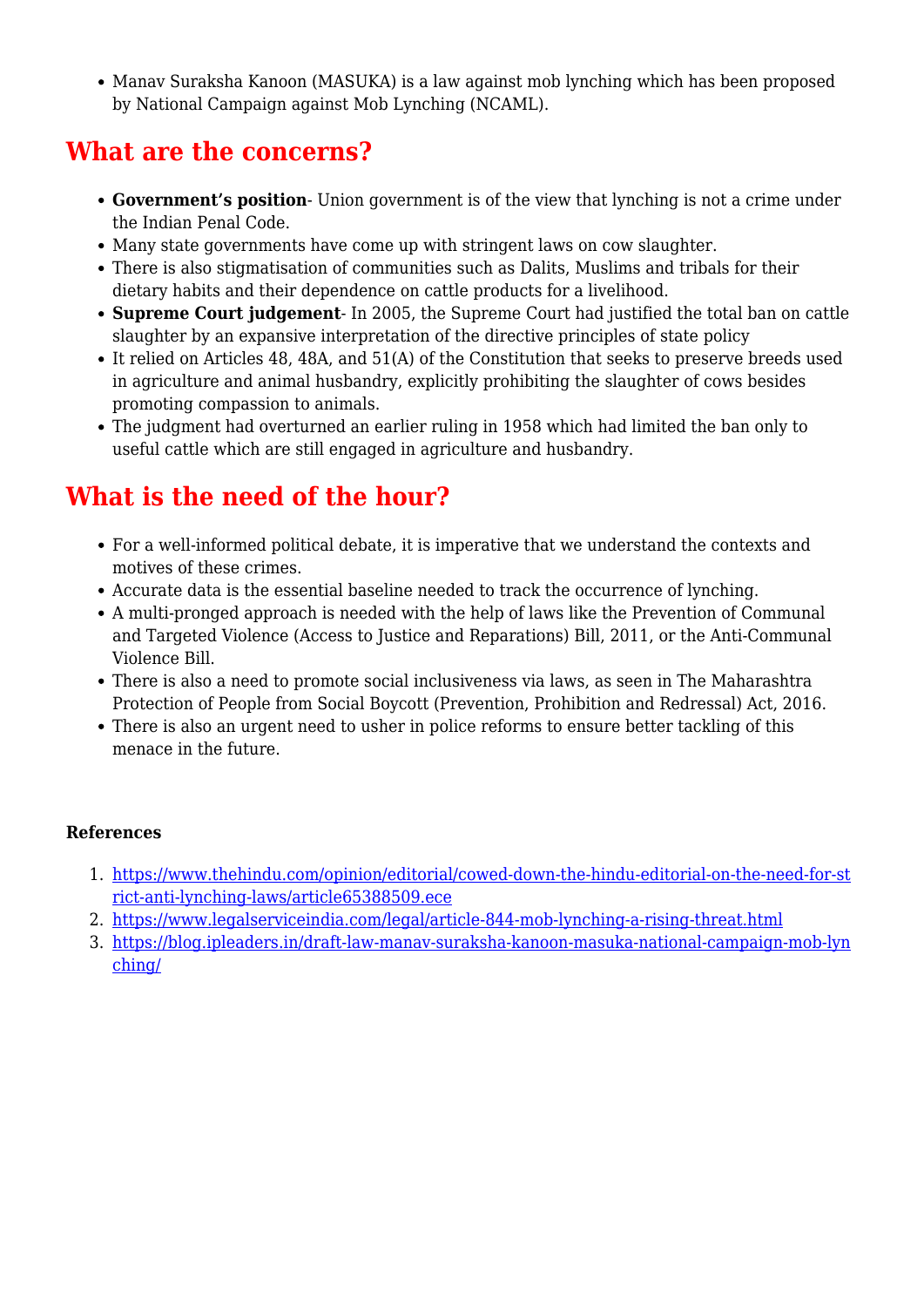- Manav Suraksha Kanoon (MASUKA) is a law against mob lynching which has been proposed by National Campaign against Mob Lynching (NCAML).

## What are the concerns?

- **Government's position**- Union government is of the view that lynching is not a crime under the Indian Penal Code.
- Many state governments have come up with stringent laws on cow slaughter.
- There is also stigmatisation of communities such as Dalits, Muslims and tribals for their dietary habits and their dependence on cattle products for a livelihood.
- **Supreme Court judgement**- In 2005, the Supreme Court had justified the total ban on cattle slaughter by an expansive interpretation of the directive principles of state policy
- It relied on Articles 48, 48A, and 51(A) of the Constitution that seeks to preserve breeds used in agriculture and animal husbandry, explicitly prohibiting the slaughter of cows besides promoting compassion to animals.
- The judgment had overturned an earlier ruling in 1958 which had limited the ban only to useful cattle which are still engaged in agriculture and husbandry.

## What is the need of the hour?

- For a well-informed political debate, it is imperative that we understand the contexts and motives of these crimes.
- Accurate data is the essential baseline needed to track the occurrence of lynching.
- A multi-pronged approach is needed with the help of laws like the Prevention of Communal and Targeted Violence (Access to Justice and Reparations) Bill, 2011, or the Anti-Communal Violence Bill.
- There is also a need to promote social inclusiveness via laws, as seen in The Maharashtra Protection of People from Social Boycott (Prevention, Prohibition and Redressal) Act, 2016.
- There is also an urgent need to usher in police reforms to ensure better tackling of this menace in the future.

**References**

1. https://www.thehindu.com/opinion/editorial/cowed-down-the-hindu-editorial-on-the-need-for-strict-anti-lynching-laws/article65388509.ece
2. https://www.legalserviceindia.com/legal/article-844-mob-lynching-a-rising-threat.html
3. https://blog.ipleaders.in/draft-law-manav-suraksha-kanoon-masuka-national-campaign-mob-lynching/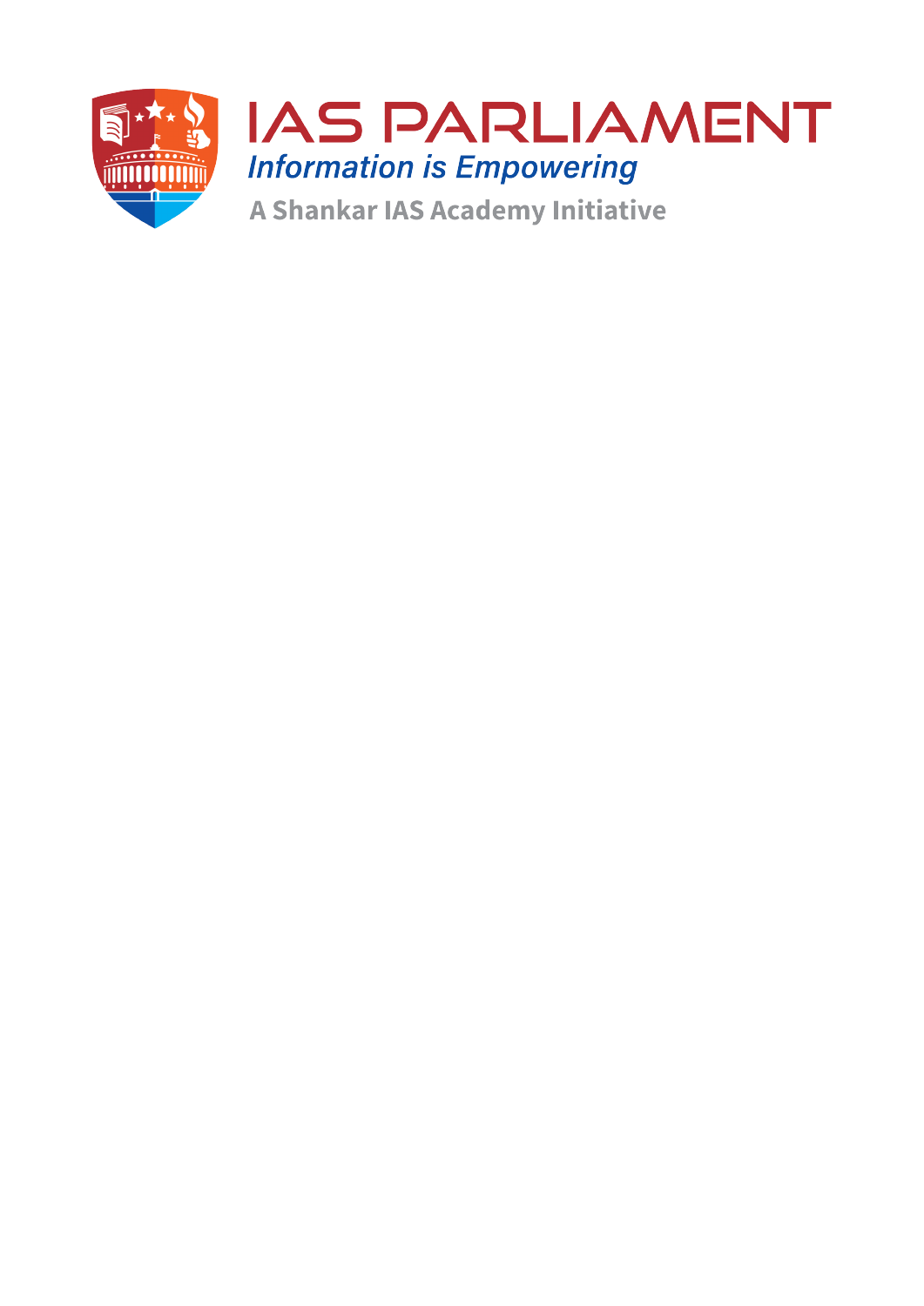# IAS PARLIAMENT

*Information is Empowering*

**A Shankar IAS Academy Initiative**